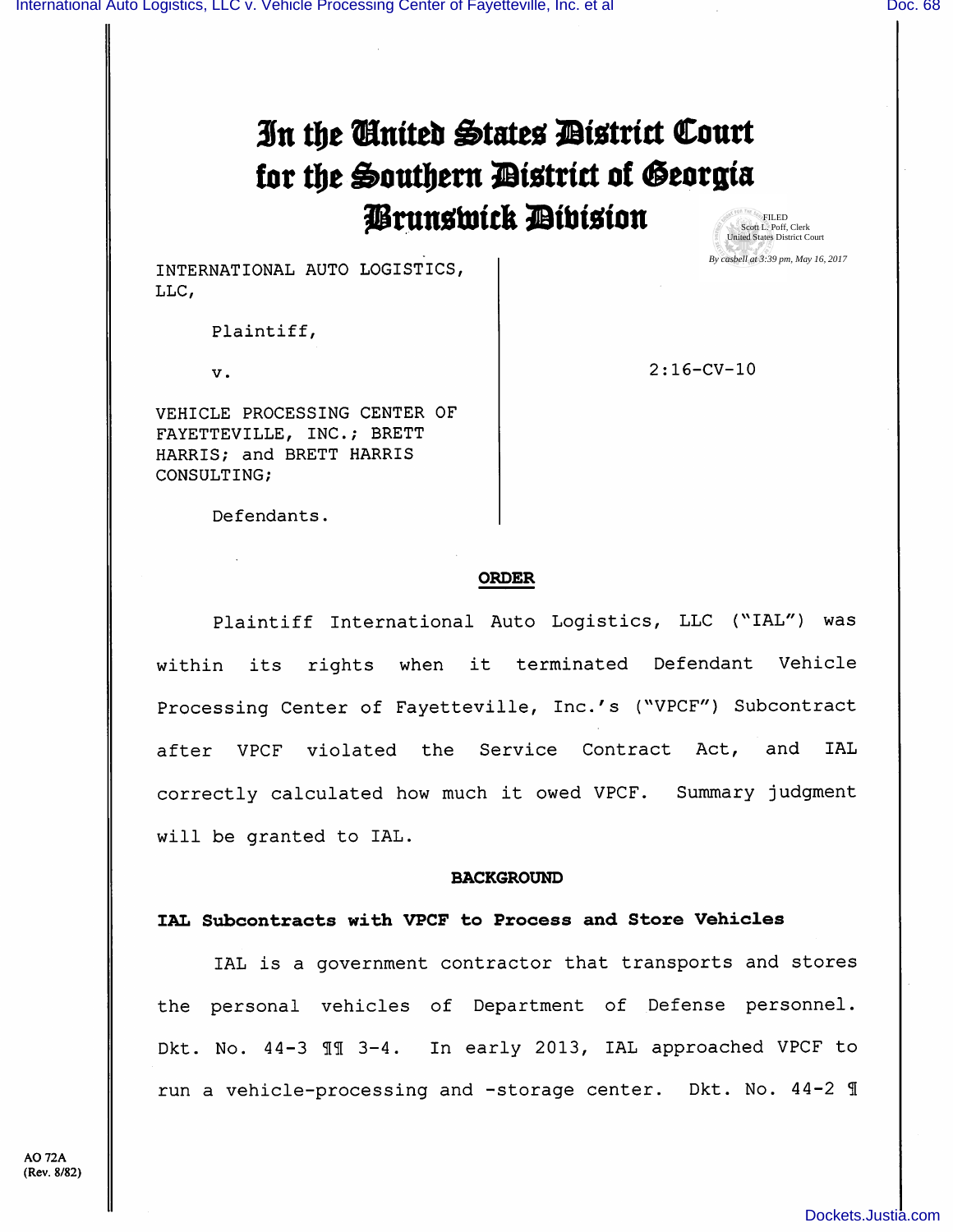# In the United States District Court for the Southern District of Georgia Brunswick Division

FILED
Scott L. Poff, Clerk
United States District Court
By casbell at 3:39 pm, May 16, 2017

INTERNATIONAL AUTO LOGISTICS, LLC,

Plaintiff,

v.

VEHICLE PROCESSING CENTER OF FAYETTEVILLE, INC.; BRETT HARRIS; and BRETT HARRIS CONSULTING;

Defendants.

2:16-CV-10

## ORDER

Plaintiff International Auto Logistics, LLC ("IAL") was within its rights when it terminated Defendant Vehicle Processing Center of Fayetteville, Inc.'s ("VPCF") Subcontract after VPCF violated the Service Contract Act, and IAL correctly calculated how much it owed VPCF. Summary judgment will be granted to IAL.

## BACKGROUND

### IAL Subcontracts with VPCF to Process and Store Vehicles

IAL is a government contractor that transports and stores the personal vehicles of Department of Defense personnel. Dkt. No. 44-3 ¶¶ 3-4. In early 2013, IAL approached VPCF to run a vehicle-processing and -storage center. Dkt. No. 44-2 ¶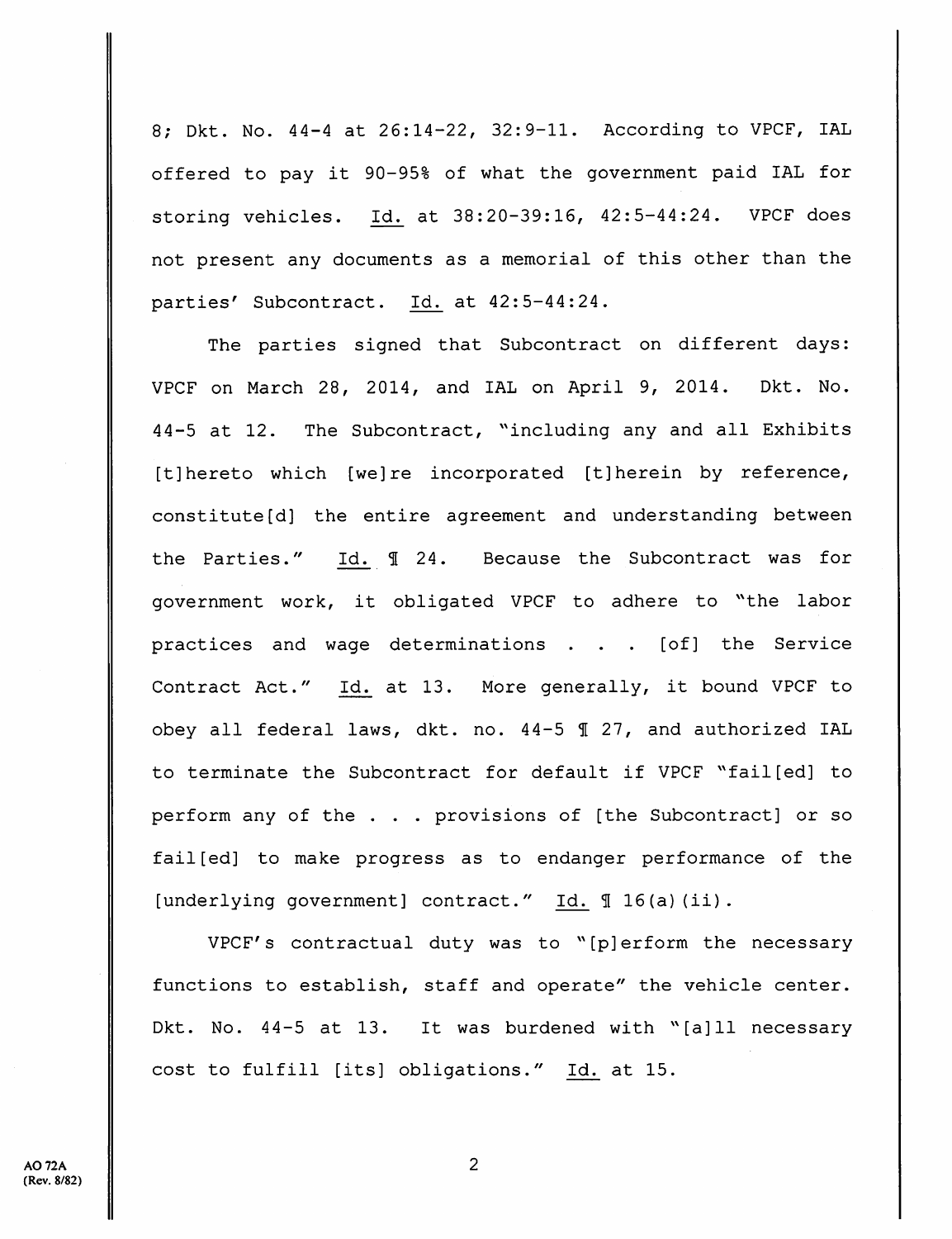8; Dkt. No. 44-4 at 26:14-22, 32:9-11. According to VPCF, IAL offered to pay it 90-95% of what the government paid IAL for storing vehicles. Id. at 38:20-39:16, 42:5-44:24. VPCF does not present any documents as a memorial of this other than the parties' Subcontract. Id. at 42:5-44:24.

The parties signed that Subcontract on different days: VPCF on March 28, 2014, and IAL on April 9, 2014. Dkt. No. 44-5 at 12. The Subcontract, "including any and all Exhibits [t]hereto which [we]re incorporated [t]herein by reference, constitute[d] the entire agreement and understanding between the Parties." Id. ¶ 24. Because the Subcontract was for government work, it obligated VPCF to adhere to "the labor practices and wage determinations . . . [of] the Service Contract Act." Id. at 13. More generally, it bound VPCF to obey all federal laws, dkt. no. 44-5 ¶ 27, and authorized IAL to terminate the Subcontract for default if VPCF "fail[ed] to perform any of the . . . provisions of [the Subcontract] or so fail[ed] to make progress as to endanger performance of the [underlying government] contract." Id. ¶ 16(a)(ii).

VPCF's contractual duty was to "[p]erform the necessary functions to establish, staff and operate" the vehicle center. Dkt. No. 44-5 at 13. It was burdened with "[a]ll necessary cost to fulfill [its] obligations." Id. at 15.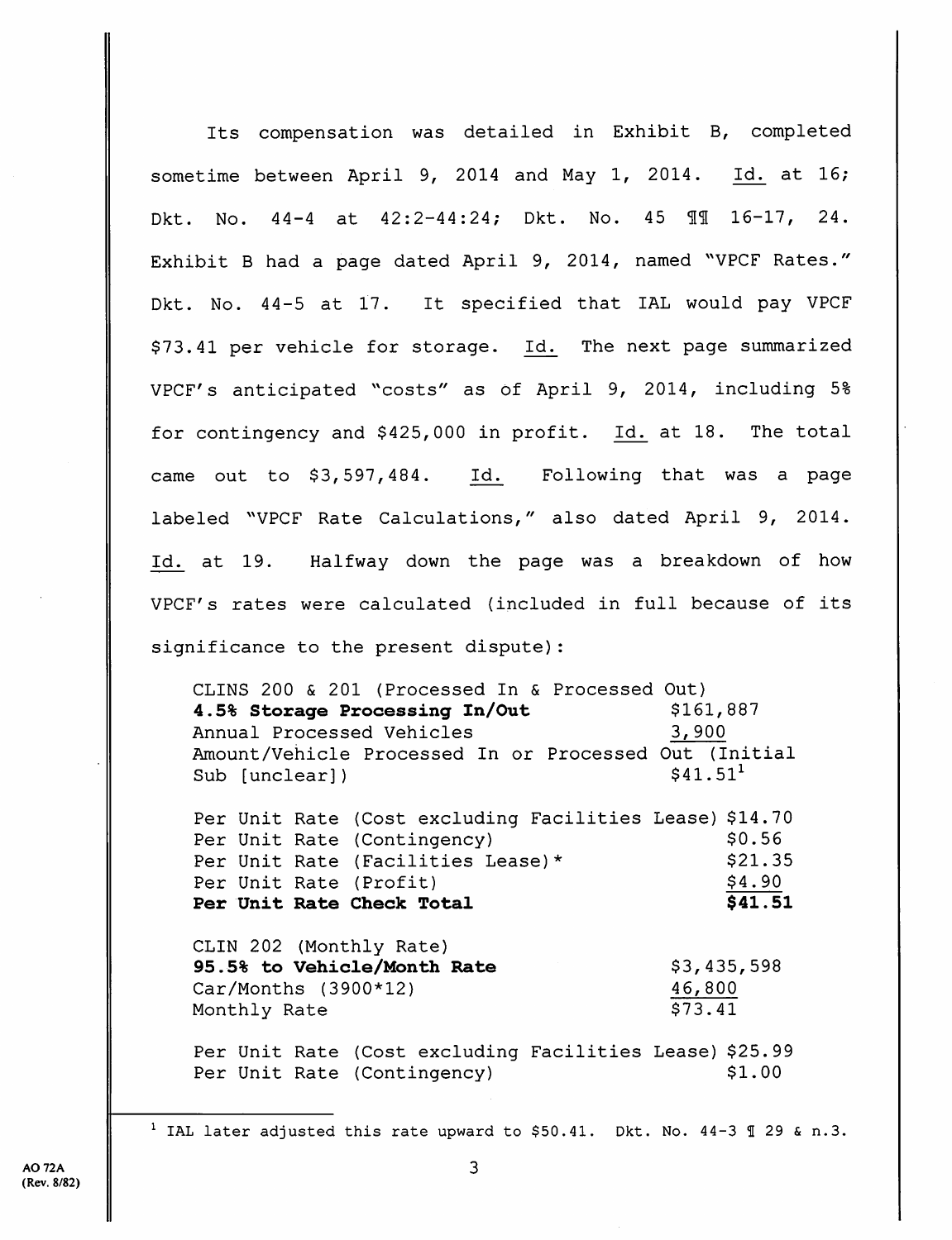Its compensation was detailed in Exhibit B, completed sometime between April 9, 2014 and May 1, 2014. Id. at 16; Dkt. No. 44-4 at 42:2-44:24; Dkt. No. 45 ¶¶ 16-17, 24. Exhibit B had a page dated April 9, 2014, named "VPCF Rates." Dkt. No. 44-5 at 17. It specified that IAL would pay VPCF $73.41 per vehicle for storage. Id. The next page summarized VPCF's anticipated "costs" as of April 9, 2014, including 5% for contingency and $425,000 in profit. Id. at 18. The total came out to $3,597,484. Id. Following that was a page labeled "VPCF Rate Calculations," also dated April 9, 2014. Id. at 19. Halfway down the page was a breakdown of how VPCF's rates were calculated (included in full because of its significance to the present dispute):

| | |
|---|---|
| CLINS 200 & 201 (Processed In & Processed Out) | |
| **4.5% Storage Processing In/Out** | $161,887 |
| Annual Processed Vehicles | 3,900 |
| Amount/Vehicle Processed In or Processed Out (Initial Sub [unclear]) | $41.51[1] |
| | |
| Per Unit Rate (Cost excluding Facilities Lease) | $14.70 |
| Per Unit Rate (Contingency) | $0.56 |
| Per Unit Rate (Facilities Lease)* | $21.35 |
| Per Unit Rate (Profit) | $4.90 |
| **Per Unit Rate Check Total** | **$41.51** |
| | |
| CLIN 202 (Monthly Rate) | |
| **95.5% to Vehicle/Month Rate** | $3,435,598 |
| Car/Months (3900*12) | 46,800 |
| Monthly Rate | $73.41 |
| | |
| Per Unit Rate (Cost excluding Facilities Lease) | $25.99 |
| Per Unit Rate (Contingency) | $1.00 |

[1] IAL later adjusted this rate upward to $50.41. Dkt. No. 44-3 ¶ 29 & n.3.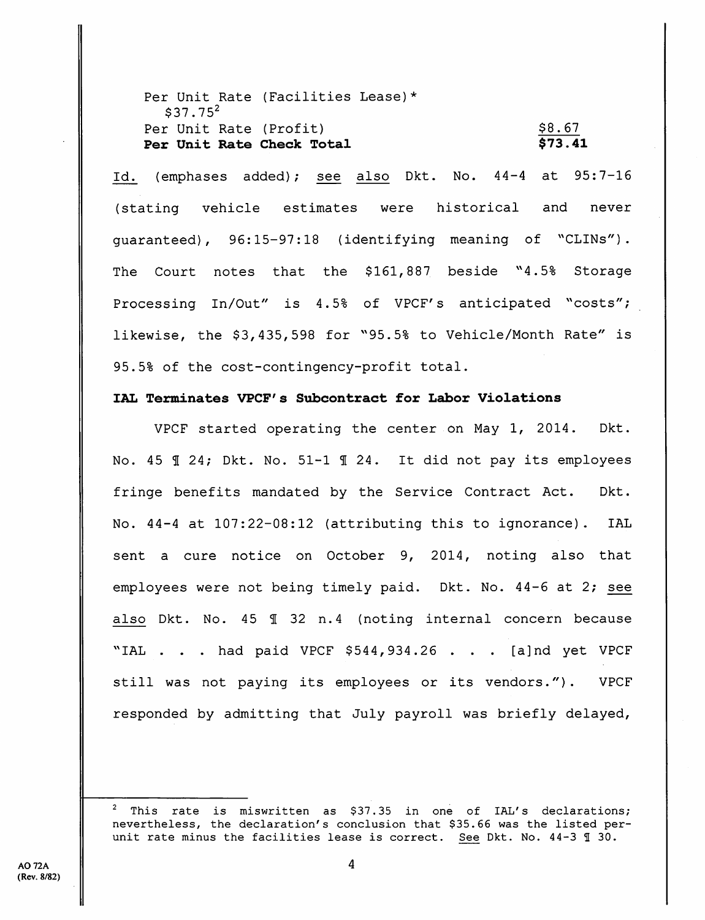Per Unit Rate (Facilities Lease)* $37.75[2]

Per Unit Rate (Profit) $8.67

**Per Unit Rate Check Total** **$73.41**

Id. (emphases added); see also Dkt. No. 44-4 at 95:7-16 (stating vehicle estimates were historical and never guaranteed), 96:15-97:18 (identifying meaning of "CLINs"). The Court notes that the $161,887 beside "4.5% Storage Processing In/Out" is 4.5% of VPCF's anticipated "costs"; likewise, the $3,435,598 for "95.5% to Vehicle/Month Rate" is 95.5% of the cost-contingency-profit total.

**IAL Terminates VPCF's Subcontract for Labor Violations**

VPCF started operating the center on May 1, 2014. Dkt. No. 45 ¶ 24; Dkt. No. 51-1 ¶ 24. It did not pay its employees fringe benefits mandated by the Service Contract Act. Dkt. No. 44-4 at 107:22-08:12 (attributing this to ignorance). IAL sent a cure notice on October 9, 2014, noting also that employees were not being timely paid. Dkt. No. 44-6 at 2; see also Dkt. No. 45 ¶ 32 n.4 (noting internal concern because "IAL . . . had paid VPCF $544,934.26 . . . [a]nd yet VPCF still was not paying its employees or its vendors."). VPCF responded by admitting that July payroll was briefly delayed,

[2] This rate is miswritten as $37.35 in one of IAL's declarations; nevertheless, the declaration's conclusion that $35.66 was the listed per-unit rate minus the facilities lease is correct. See Dkt. No. 44-3 ¶ 30.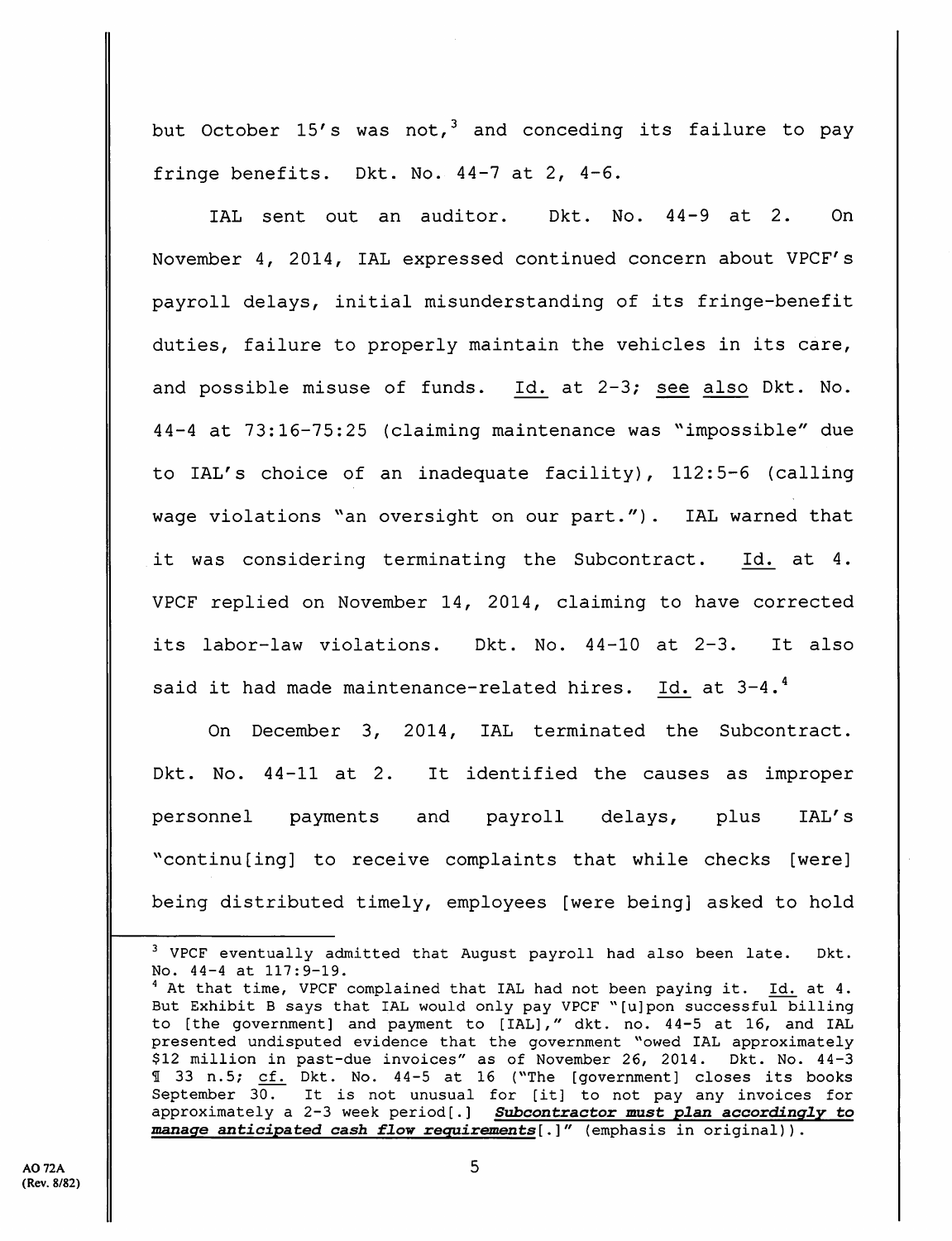but October 15's was not,[3] and conceding its failure to pay fringe benefits. Dkt. No. 44-7 at 2, 4-6.

IAL sent out an auditor. Dkt. No. 44-9 at 2. On November 4, 2014, IAL expressed continued concern about VPCF's payroll delays, initial misunderstanding of its fringe-benefit duties, failure to properly maintain the vehicles in its care, and possible misuse of funds. Id. at 2-3; see also Dkt. No. 44-4 at 73:16-75:25 (claiming maintenance was "impossible" due to IAL's choice of an inadequate facility), 112:5-6 (calling wage violations "an oversight on our part."). IAL warned that it was considering terminating the Subcontract. Id. at 4. VPCF replied on November 14, 2014, claiming to have corrected its labor-law violations. Dkt. No. 44-10 at 2-3. It also said it had made maintenance-related hires. Id. at 3-4.[4]

On December 3, 2014, IAL terminated the Subcontract. Dkt. No. 44-11 at 2. It identified the causes as improper personnel payments and payroll delays, plus IAL's "continu[ing] to receive complaints that while checks [were] being distributed timely, employees [were being] asked to hold

---

[3] VPCF eventually admitted that August payroll had also been late. Dkt. No. 44-4 at 117:9-19.

[4] At that time, VPCF complained that IAL had not been paying it. Id. at 4. But Exhibit B says that IAL would only pay VPCF "[u]pon successful billing to [the government] and payment to [IAL]," dkt. no. 44-5 at 16, and IAL presented undisputed evidence that the government "owed IAL approximately $12 million in past-due invoices" as of November 26, 2014. Dkt. No. 44-3 ¶ 33 n.5; cf. Dkt. No. 44-5 at 16 ("The [government] closes its books September 30. It is not unusual for [it] to not pay any invoices for approximately a 2-3 week period[.] ***Subcontractor must plan accordingly to manage anticipated cash flow requirements***[.]" (emphasis in original)).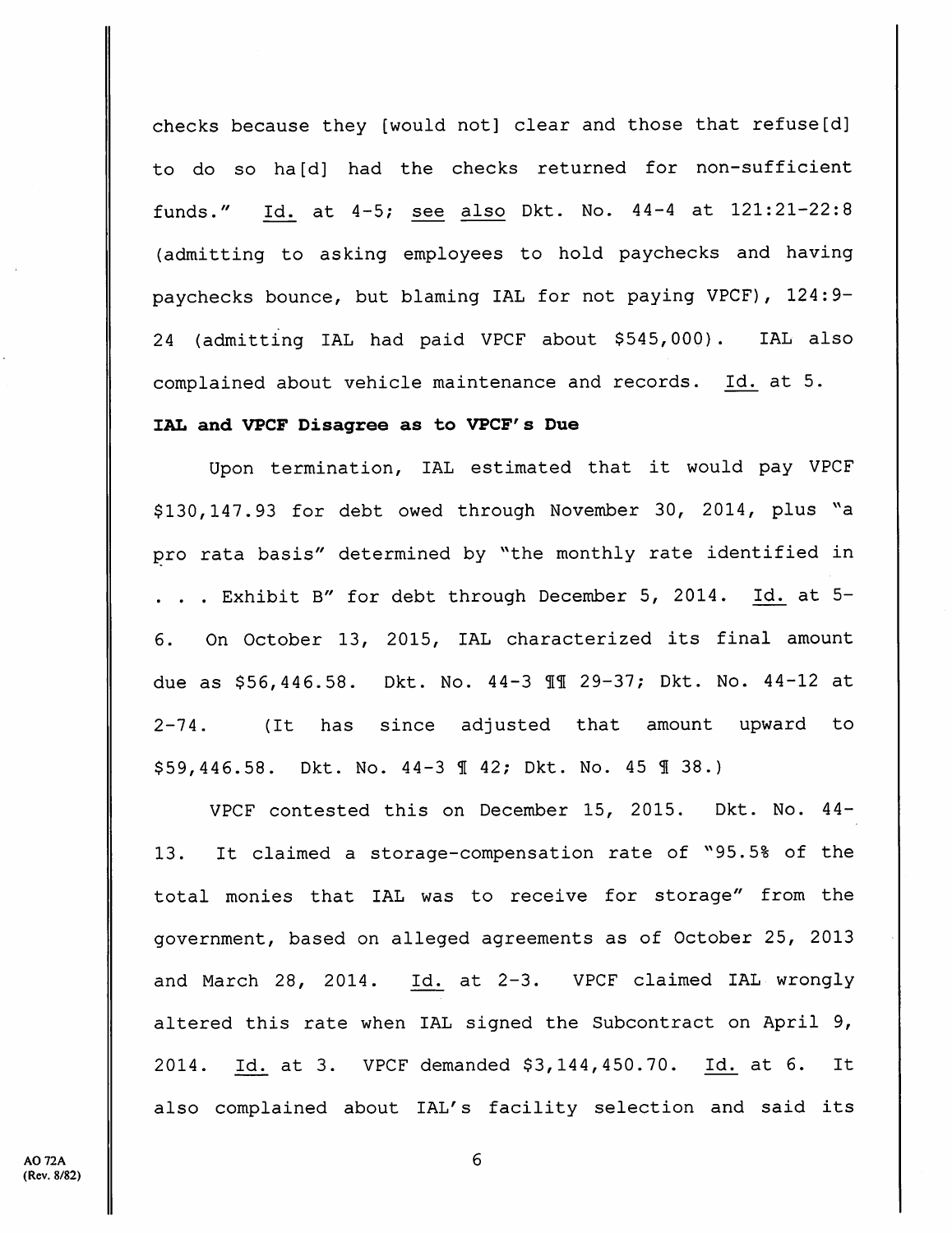checks because they [would not] clear and those that refuse[d] to do so ha[d] had the checks returned for non-sufficient funds." Id. at 4-5; see also Dkt. No. 44-4 at 121:21-22:8 (admitting to asking employees to hold paychecks and having paychecks bounce, but blaming IAL for not paying VPCF), 124:9-24 (admitting IAL had paid VPCF about $545,000). IAL also complained about vehicle maintenance and records. Id. at 5.

**IAL and VPCF Disagree as to VPCF's Due**

Upon termination, IAL estimated that it would pay VPCF $130,147.93 for debt owed through November 30, 2014, plus "a pro rata basis" determined by "the monthly rate identified in . . . Exhibit B" for debt through December 5, 2014. Id. at 5-6. On October 13, 2015, IAL characterized its final amount due as $56,446.58. Dkt. No. 44-3 ¶¶ 29-37; Dkt. No. 44-12 at 2-74. (It has since adjusted that amount upward to $59,446.58. Dkt. No. 44-3 ¶ 42; Dkt. No. 45 ¶ 38.)

VPCF contested this on December 15, 2015. Dkt. No. 44-13. It claimed a storage-compensation rate of "95.5% of the total monies that IAL was to receive for storage" from the government, based on alleged agreements as of October 25, 2013 and March 28, 2014. Id. at 2-3. VPCF claimed IAL wrongly altered this rate when IAL signed the Subcontract on April 9, 2014. Id. at 3. VPCF demanded $3,144,450.70. Id. at 6. It also complained about IAL's facility selection and said its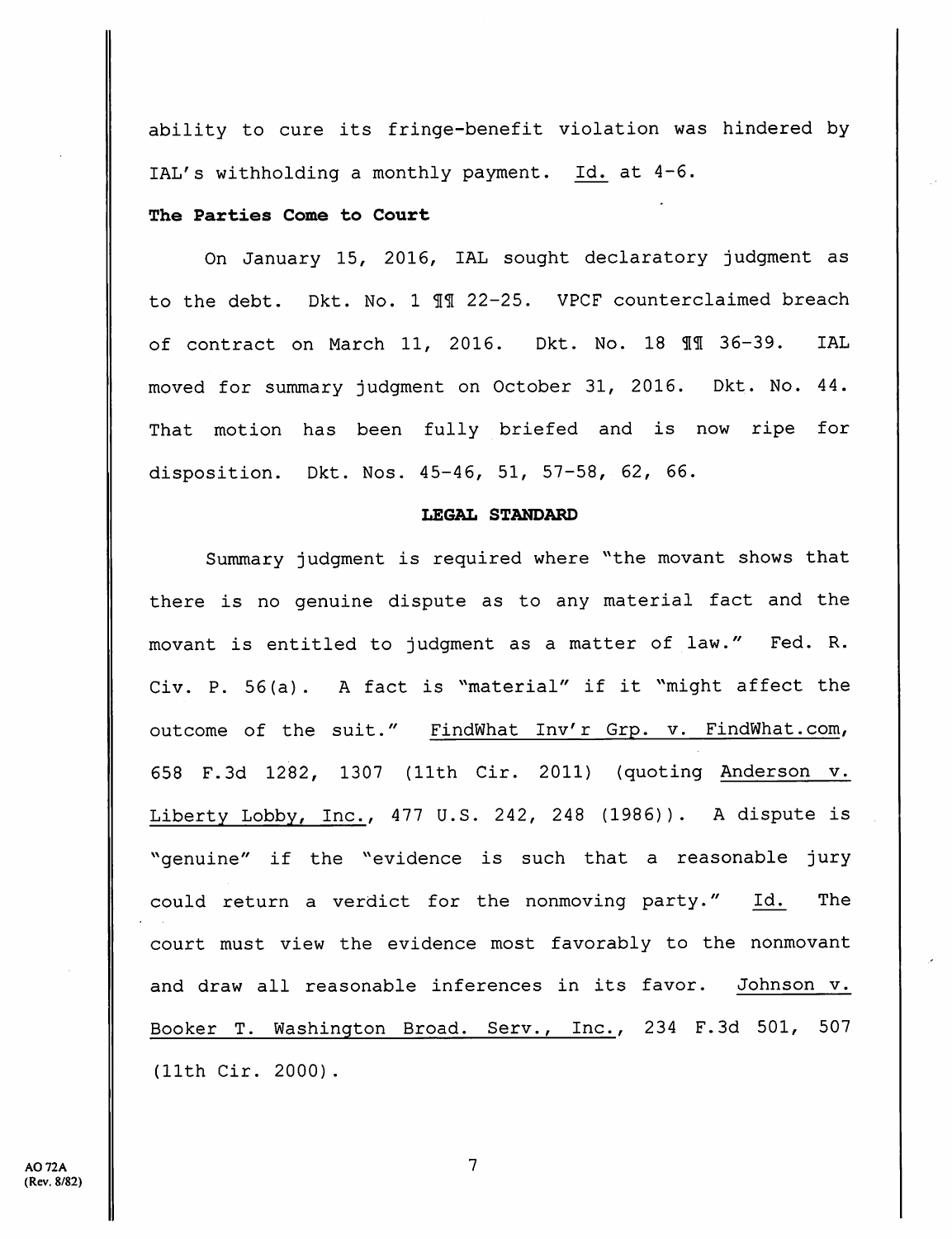ability to cure its fringe-benefit violation was hindered by IAL's withholding a monthly payment. Id. at 4-6.

**The Parties Come to Court**

On January 15, 2016, IAL sought declaratory judgment as to the debt. Dkt. No. 1 ¶¶ 22-25. VPCF counterclaimed breach of contract on March 11, 2016. Dkt. No. 18 ¶¶ 36-39. IAL moved for summary judgment on October 31, 2016. Dkt. No. 44. That motion has been fully briefed and is now ripe for disposition. Dkt. Nos. 45-46, 51, 57-58, 62, 66.

## LEGAL STANDARD

Summary judgment is required where "the movant shows that there is no genuine dispute as to any material fact and the movant is entitled to judgment as a matter of law." Fed. R. Civ. P. 56(a). A fact is "material" if it "might affect the outcome of the suit." FindWhat Inv'r Grp. v. FindWhat.com, 658 F.3d 1282, 1307 (11th Cir. 2011) (quoting Anderson v. Liberty Lobby, Inc., 477 U.S. 242, 248 (1986)). A dispute is "genuine" if the "evidence is such that a reasonable jury could return a verdict for the nonmoving party." Id. The court must view the evidence most favorably to the nonmovant and draw all reasonable inferences in its favor. Johnson v. Booker T. Washington Broad. Serv., Inc., 234 F.3d 501, 507 (11th Cir. 2000).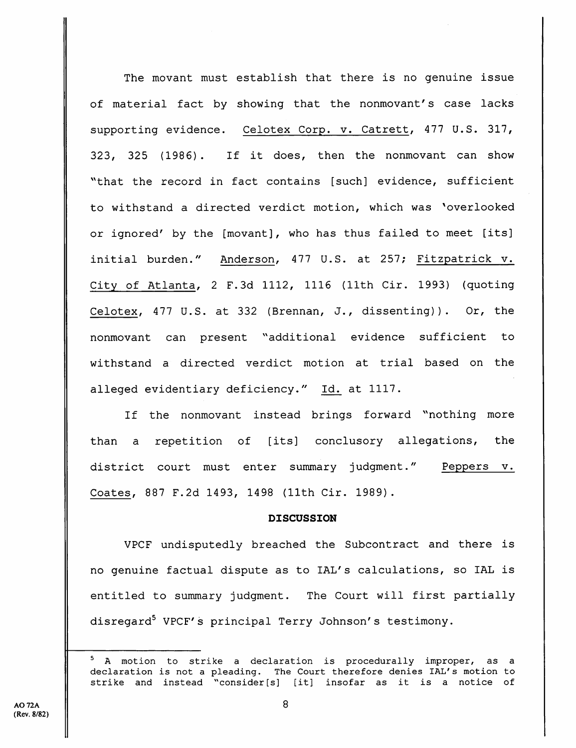The movant must establish that there is no genuine issue of material fact by showing that the nonmovant's case lacks supporting evidence. Celotex Corp. v. Catrett, 477 U.S. 317, 323, 325 (1986). If it does, then the nonmovant can show "that the record in fact contains [such] evidence, sufficient to withstand a directed verdict motion, which was 'overlooked or ignored' by the [movant], who has thus failed to meet [its] initial burden." Anderson, 477 U.S. at 257; Fitzpatrick v. City of Atlanta, 2 F.3d 1112, 1116 (11th Cir. 1993) (quoting Celotex, 477 U.S. at 332 (Brennan, J., dissenting)). Or, the nonmovant can present "additional evidence sufficient to withstand a directed verdict motion at trial based on the alleged evidentiary deficiency." Id. at 1117.

If the nonmovant instead brings forward "nothing more than a repetition of [its] conclusory allegations, the district court must enter summary judgment." Peppers v. Coates, 887 F.2d 1493, 1498 (11th Cir. 1989).

**DISCUSSION**

VPCF undisputedly breached the Subcontract and there is no genuine factual dispute as to IAL's calculations, so IAL is entitled to summary judgment. The Court will first partially disregard[5] VPCF's principal Terry Johnson's testimony.

---

[5] A motion to strike a declaration is procedurally improper, as a declaration is not a pleading. The Court therefore denies IAL's motion to strike and instead "consider[s] [it] insofar as it is a notice of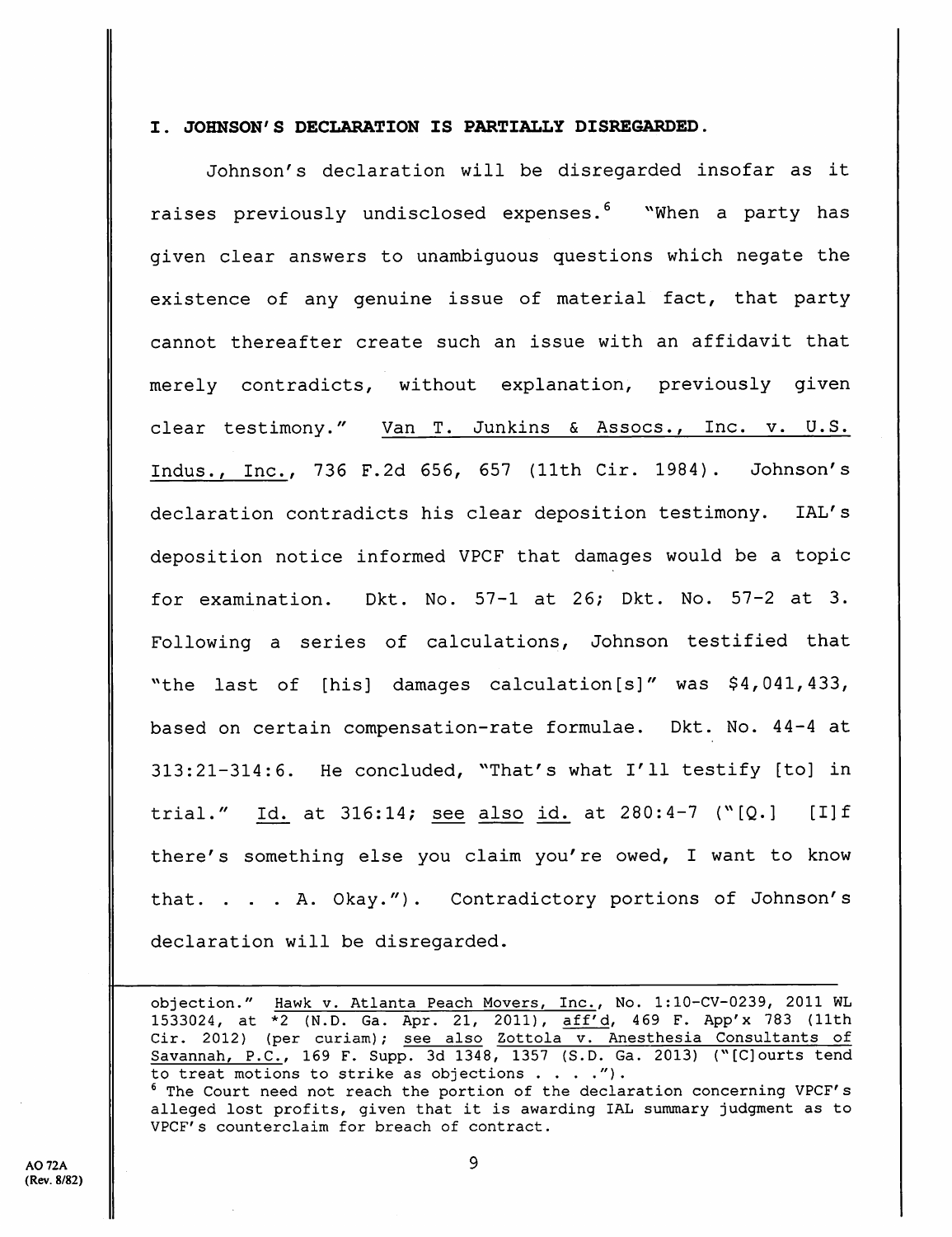**I. JOHNSON'S DECLARATION IS PARTIALLY DISREGARDED.**

Johnson's declaration will be disregarded insofar as it raises previously undisclosed expenses.[6] "When a party has given clear answers to unambiguous questions which negate the existence of any genuine issue of material fact, that party cannot thereafter create such an issue with an affidavit that merely contradicts, without explanation, previously given clear testimony." Van T. Junkins & Assocs., Inc. v. U.S. Indus., Inc., 736 F.2d 656, 657 (11th Cir. 1984). Johnson's declaration contradicts his clear deposition testimony. IAL's deposition notice informed VPCF that damages would be a topic for examination. Dkt. No. 57-1 at 26; Dkt. No. 57-2 at 3. Following a series of calculations, Johnson testified that "the last of [his] damages calculation[s]" was $4,041,433, based on certain compensation-rate formulae. Dkt. No. 44-4 at 313:21-314:6. He concluded, "That's what I'll testify [to] in trial." Id. at 316:14; see also id. at 280:4-7 ("[Q.] [I]f there's something else you claim you're owed, I want to know that. . . . A. Okay."). Contradictory portions of Johnson's declaration will be disregarded.

---

objection." Hawk v. Atlanta Peach Movers, Inc., No. 1:10-CV-0239, 2011 WL 1533024, at *2 (N.D. Ga. Apr. 21, 2011), aff'd, 469 F. App'x 783 (11th Cir. 2012) (per curiam); see also Zottola v. Anesthesia Consultants of Savannah, P.C., 169 F. Supp. 3d 1348, 1357 (S.D. Ga. 2013) ("[C]ourts tend to treat motions to strike as objections . . . .").

[6] The Court need not reach the portion of the declaration concerning VPCF's alleged lost profits, given that it is awarding IAL summary judgment as to VPCF's counterclaim for breach of contract.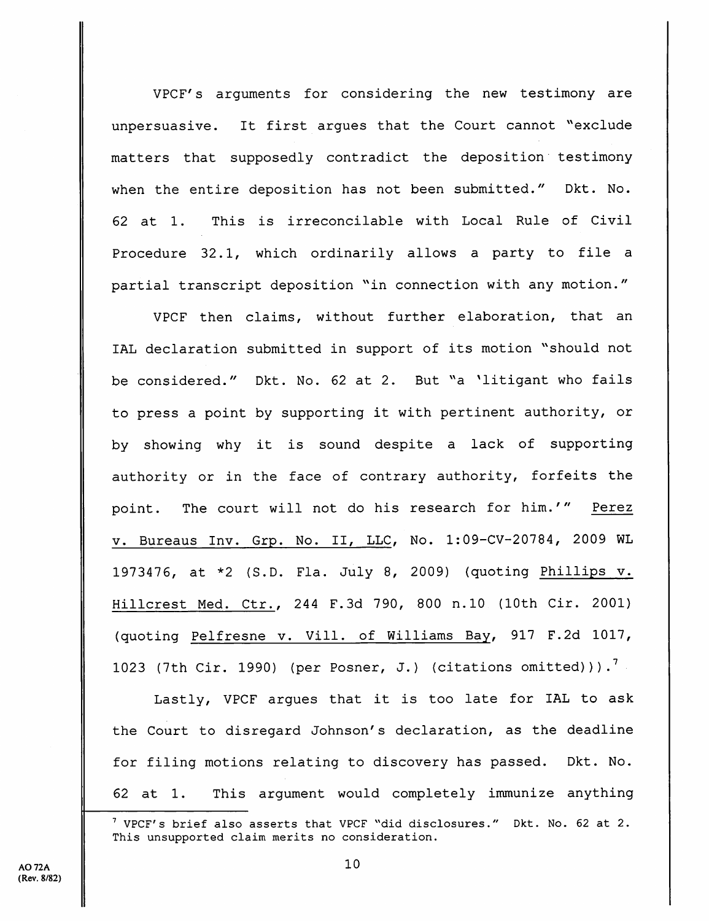VPCF's arguments for considering the new testimony are unpersuasive. It first argues that the Court cannot "exclude matters that supposedly contradict the deposition testimony when the entire deposition has not been submitted." Dkt. No. 62 at 1. This is irreconcilable with Local Rule of Civil Procedure 32.1, which ordinarily allows a party to file a partial transcript deposition "in connection with any motion."

VPCF then claims, without further elaboration, that an IAL declaration submitted in support of its motion "should not be considered." Dkt. No. 62 at 2. But "a 'litigant who fails to press a point by supporting it with pertinent authority, or by showing why it is sound despite a lack of supporting authority or in the face of contrary authority, forfeits the point. The court will not do his research for him.'" Perez v. Bureaus Inv. Grp. No. II, LLC, No. 1:09-CV-20784, 2009 WL 1973476, at *2 (S.D. Fla. July 8, 2009) (quoting Phillips v. Hillcrest Med. Ctr., 244 F.3d 790, 800 n.10 (10th Cir. 2001) (quoting Pelfresne v. Vill. of Williams Bay, 917 F.2d 1017, 1023 (7th Cir. 1990) (per Posner, J.) (citations omitted))).[7]

Lastly, VPCF argues that it is too late for IAL to ask the Court to disregard Johnson's declaration, as the deadline for filing motions relating to discovery has passed. Dkt. No. 62 at 1. This argument would completely immunize anything

[7] VPCF's brief also asserts that VPCF "did disclosures." Dkt. No. 62 at 2. This unsupported claim merits no consideration.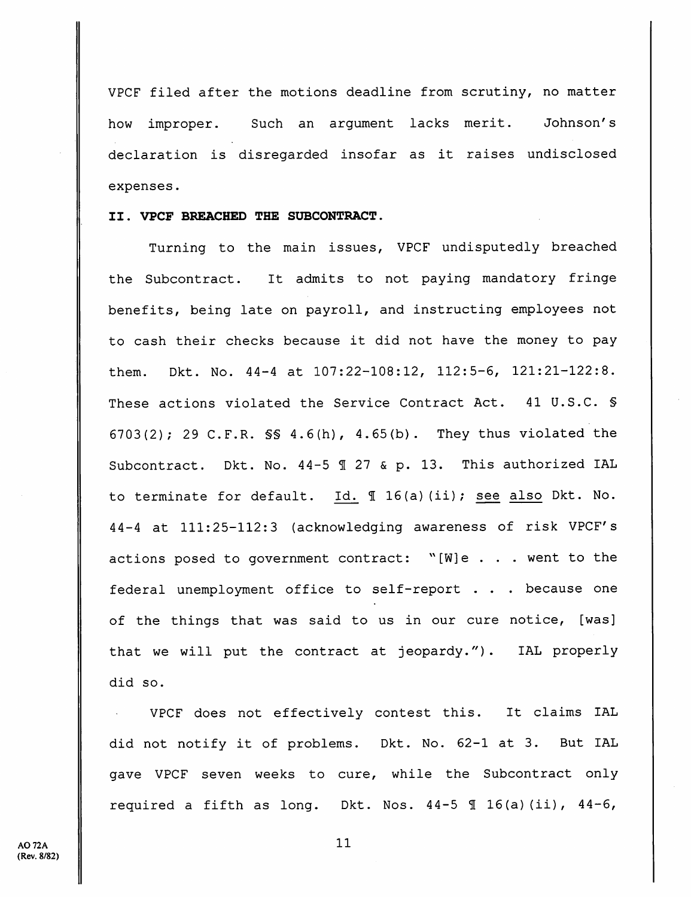VPCF filed after the motions deadline from scrutiny, no matter how improper. Such an argument lacks merit. Johnson's declaration is disregarded insofar as it raises undisclosed expenses.

**II. VPCF BREACHED THE SUBCONTRACT.**

Turning to the main issues, VPCF undisputedly breached the Subcontract. It admits to not paying mandatory fringe benefits, being late on payroll, and instructing employees not to cash their checks because it did not have the money to pay them. Dkt. No. 44-4 at 107:22-108:12, 112:5-6, 121:21-122:8. These actions violated the Service Contract Act. 41 U.S.C. § 6703(2); 29 C.F.R. §§ 4.6(h), 4.65(b). They thus violated the Subcontract. Dkt. No. 44-5 ¶ 27 & p. 13. This authorized IAL to terminate for default. Id. ¶ 16(a)(ii); see also Dkt. No. 44-4 at 111:25-112:3 (acknowledging awareness of risk VPCF's actions posed to government contract: "[W]e . . . went to the federal unemployment office to self-report . . . because one of the things that was said to us in our cure notice, [was] that we will put the contract at jeopardy."). IAL properly did so.

VPCF does not effectively contest this. It claims IAL did not notify it of problems. Dkt. No. 62-1 at 3. But IAL gave VPCF seven weeks to cure, while the Subcontract only required a fifth as long. Dkt. Nos. 44-5 ¶ 16(a)(ii), 44-6,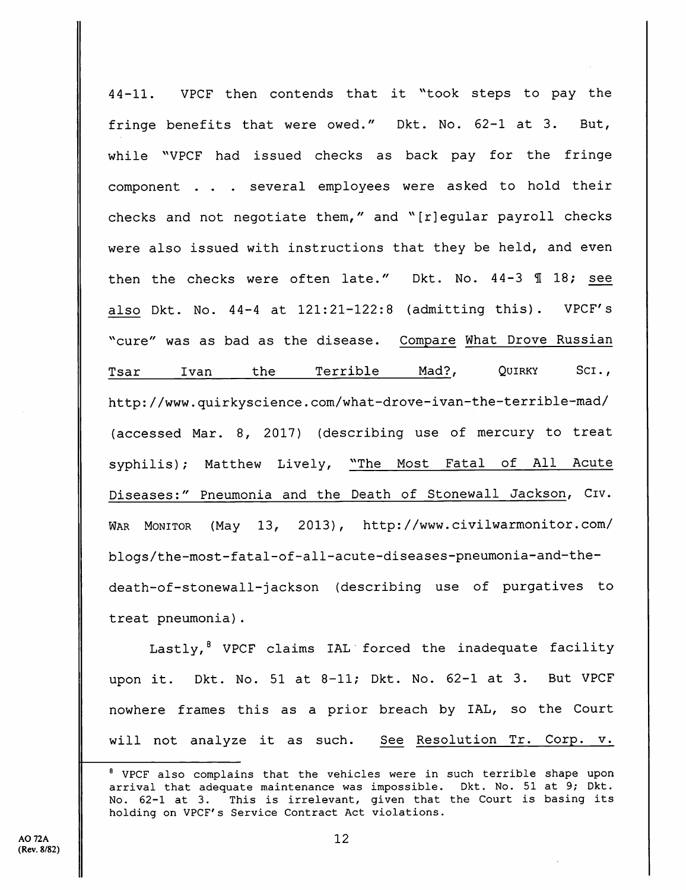44-11. VPCF then contends that it "took steps to pay the fringe benefits that were owed." Dkt. No. 62-1 at 3. But, while "VPCF had issued checks as back pay for the fringe component . . . several employees were asked to hold their checks and not negotiate them," and "[r]egular payroll checks were also issued with instructions that they be held, and even then the checks were often late." Dkt. No. 44-3 ¶ 18; <u>see also</u> Dkt. No. 44-4 at 121:21-122:8 (admitting this). VPCF's "cure" was as bad as the disease. <u>Compare</u> <u>What Drove Russian Tsar Ivan the Terrible Mad?</u>, QUIRKY SCI., http://www.quirkyscience.com/what-drove-ivan-the-terrible-mad/ (accessed Mar. 8, 2017) (describing use of mercury to treat syphilis); Matthew Lively, <u>"The Most Fatal of All Acute Diseases:" Pneumonia and the Death of Stonewall Jackson</u>, CIV. WAR MONITOR (May 13, 2013), http://www.civilwarmonitor.com/blogs/the-most-fatal-of-all-acute-diseases-pneumonia-and-the-death-of-stonewall-jackson (describing use of purgatives to treat pneumonia).

Lastly,[8] VPCF claims IAL forced the inadequate facility upon it. Dkt. No. 51 at 8-11; Dkt. No. 62-1 at 3. But VPCF nowhere frames this as a prior breach by IAL, so the Court will not analyze it as such. <u>See</u> <u>Resolution Tr. Corp. v.</u>

---

[8] VPCF also complains that the vehicles were in such terrible shape upon arrival that adequate maintenance was impossible. Dkt. No. 51 at 9; Dkt. No. 62-1 at 3. This is irrelevant, given that the Court is basing its holding on VPCF's Service Contract Act violations.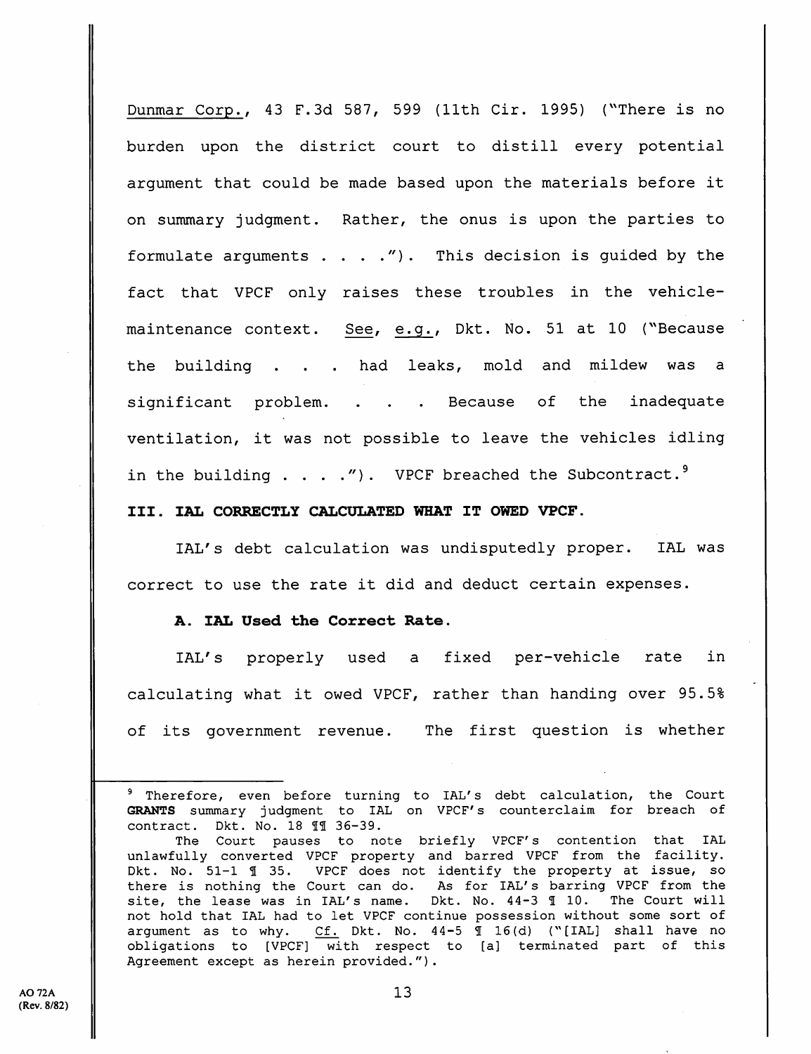Dunmar Corp., 43 F.3d 587, 599 (11th Cir. 1995) ("There is no burden upon the district court to distill every potential argument that could be made based upon the materials before it on summary judgment. Rather, the onus is upon the parties to formulate arguments . . . ."). This decision is guided by the fact that VPCF only raises these troubles in the vehicle-maintenance context. See, e.g., Dkt. No. 51 at 10 ("Because the building . . . had leaks, mold and mildew was a significant problem. . . . Because of the inadequate ventilation, it was not possible to leave the vehicles idling in the building . . . ."). VPCF breached the Subcontract.[9]

### III. IAL CORRECTLY CALCULATED WHAT IT OWED VPCF.

IAL's debt calculation was undisputedly proper. IAL was correct to use the rate it did and deduct certain expenses.

#### A. IAL Used the Correct Rate.

IAL's properly used a fixed per-vehicle rate in calculating what it owed VPCF, rather than handing over 95.5% of its government revenue. The first question is whether

---

[9] Therefore, even before turning to IAL's debt calculation, the Court **GRANTS** summary judgment to IAL on VPCF's counterclaim for breach of contract. Dkt. No. 18 ¶¶ 36-39.

The Court pauses to note briefly VPCF's contention that IAL unlawfully converted VPCF property and barred VPCF from the facility. Dkt. No. 51-1 ¶ 35. VPCF does not identify the property at issue, so there is nothing the Court can do. As for IAL's barring VPCF from the site, the lease was in IAL's name. Dkt. No. 44-3 ¶ 10. The Court will not hold that IAL had to let VPCF continue possession without some sort of argument as to why. Cf. Dkt. No. 44-5 ¶ 16(d) ("[IAL] shall have no obligations to [VPCF] with respect to [a] terminated part of this Agreement except as herein provided.").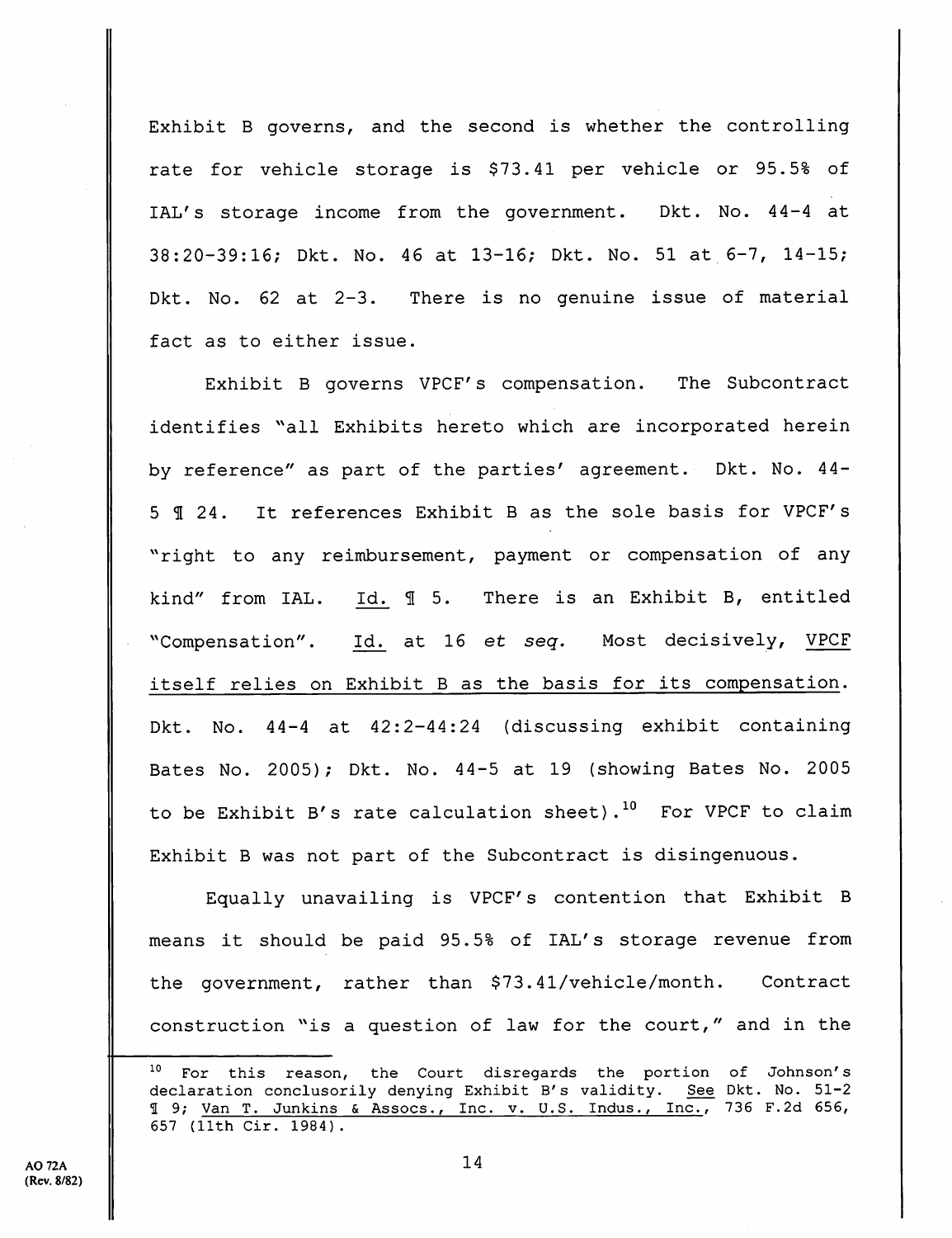Exhibit B governs, and the second is whether the controlling rate for vehicle storage is $73.41 per vehicle or 95.5% of IAL's storage income from the government. Dkt. No. 44-4 at 38:20-39:16; Dkt. No. 46 at 13-16; Dkt. No. 51 at 6-7, 14-15; Dkt. No. 62 at 2-3. There is no genuine issue of material fact as to either issue.

Exhibit B governs VPCF's compensation. The Subcontract identifies "all Exhibits hereto which are incorporated herein by reference" as part of the parties' agreement. Dkt. No. 44-5 ¶ 24. It references Exhibit B as the sole basis for VPCF's "right to any reimbursement, payment or compensation of any kind" from IAL. Id. ¶ 5. There is an Exhibit B, entitled "Compensation". Id. at 16 *et seq.* Most decisively, VPCF itself relies on Exhibit B as the basis for its compensation. Dkt. No. 44-4 at 42:2-44:24 (discussing exhibit containing Bates No. 2005); Dkt. No. 44-5 at 19 (showing Bates No. 2005 to be Exhibit B's rate calculation sheet).[10] For VPCF to claim Exhibit B was not part of the Subcontract is disingenuous.

Equally unavailing is VPCF's contention that Exhibit B means it should be paid 95.5% of IAL's storage revenue from the government, rather than $73.41/vehicle/month. Contract construction "is a question of law for the court," and in the

---

[10] For this reason, the Court disregards the portion of Johnson's declaration conclusorily denying Exhibit B's validity. See Dkt. No. 51-2 ¶ 9; Van T. Junkins & Assocs., Inc. v. U.S. Indus., Inc., 736 F.2d 656, 657 (11th Cir. 1984).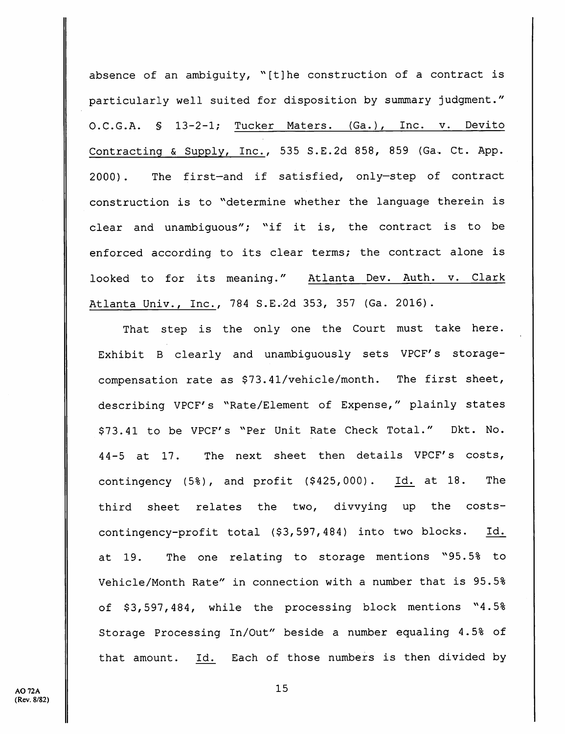absence of an ambiguity, "[t]he construction of a contract is particularly well suited for disposition by summary judgment." O.C.G.A. § 13-2-1; Tucker Maters. (Ga.), Inc. v. Devito Contracting & Supply, Inc., 535 S.E.2d 858, 859 (Ga. Ct. App. 2000). The first—and if satisfied, only—step of contract construction is to "determine whether the language therein is clear and unambiguous"; "if it is, the contract is to be enforced according to its clear terms; the contract alone is looked to for its meaning." Atlanta Dev. Auth. v. Clark Atlanta Univ., Inc., 784 S.E.2d 353, 357 (Ga. 2016).

That step is the only one the Court must take here. Exhibit B clearly and unambiguously sets VPCF's storage-compensation rate as $73.41/vehicle/month. The first sheet, describing VPCF's "Rate/Element of Expense," plainly states $73.41 to be VPCF's "Per Unit Rate Check Total." Dkt. No. 44-5 at 17. The next sheet then details VPCF's costs, contingency (5%), and profit ($425,000). Id. at 18. The third sheet relates the two, divvying up the costs-contingency-profit total ($3,597,484) into two blocks. Id. at 19. The one relating to storage mentions "95.5% to Vehicle/Month Rate" in connection with a number that is 95.5% of $3,597,484, while the processing block mentions "4.5% Storage Processing In/Out" beside a number equaling 4.5% of that amount. Id. Each of those numbers is then divided by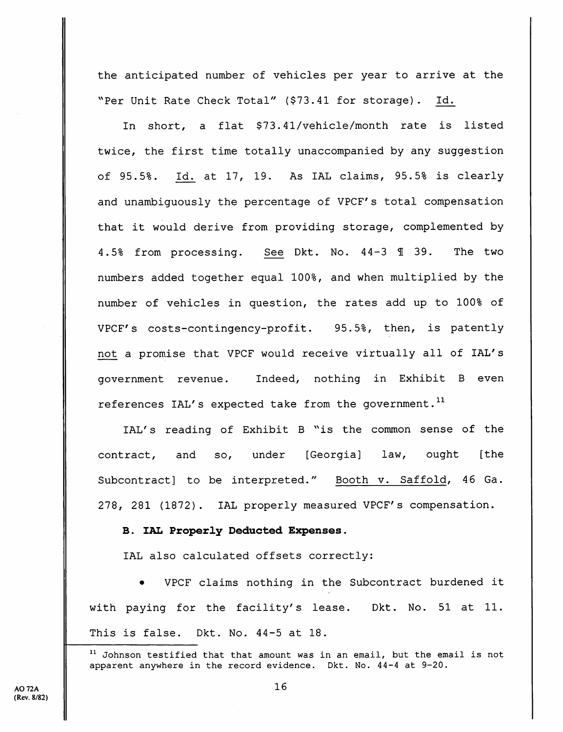the anticipated number of vehicles per year to arrive at the "Per Unit Rate Check Total" ($73.41 for storage). Id.

In short, a flat $73.41/vehicle/month rate is listed twice, the first time totally unaccompanied by any suggestion of 95.5%. Id. at 17, 19. As IAL claims, 95.5% is clearly and unambiguously the percentage of VPCF's total compensation that it would derive from providing storage, complemented by 4.5% from processing. See Dkt. No. 44-3 ¶ 39. The two numbers added together equal 100%, and when multiplied by the number of vehicles in question, the rates add up to 100% of VPCF's costs-contingency-profit. 95.5%, then, is patently not a promise that VPCF would receive virtually all of IAL's government revenue. Indeed, nothing in Exhibit B even references IAL's expected take from the government.[11]

IAL's reading of Exhibit B "is the common sense of the contract, and so, under [Georgia] law, ought [the Subcontract] to be interpreted." Booth v. Saffold, 46 Ga. 278, 281 (1872). IAL properly measured VPCF's compensation.

**B. IAL Properly Deducted Expenses.**

IAL also calculated offsets correctly:

- VPCF claims nothing in the Subcontract burdened it with paying for the facility's lease. Dkt. No. 51 at 11. This is false. Dkt. No. 44-5 at 18.

[11] Johnson testified that that amount was in an email, but the email is not apparent anywhere in the record evidence. Dkt. No. 44-4 at 9-20.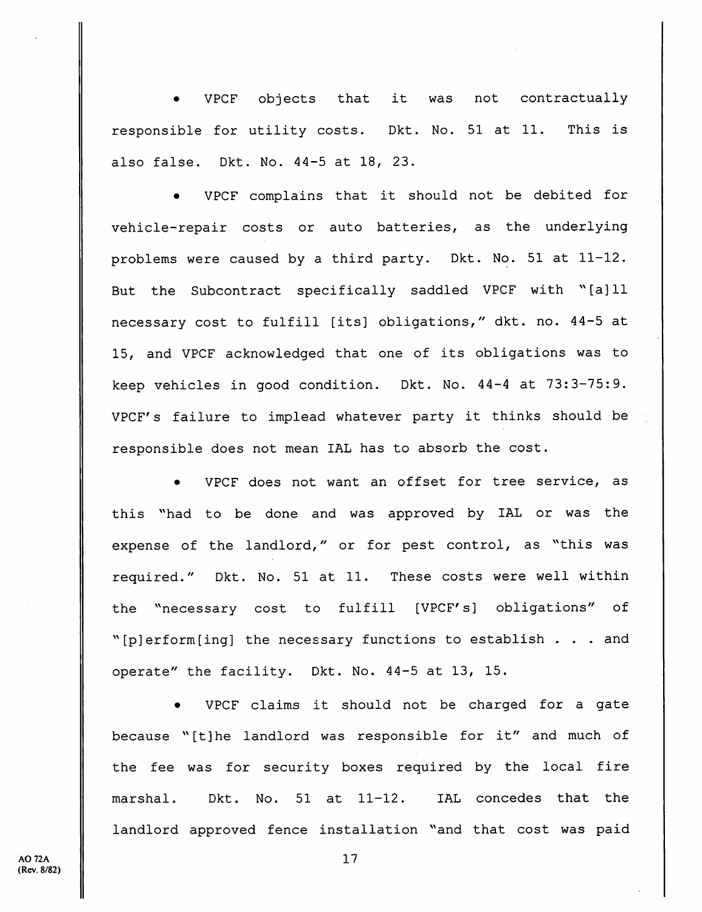- VPCF objects that it was not contractually responsible for utility costs. Dkt. No. 51 at 11. This is also false. Dkt. No. 44-5 at 18, 23.

- VPCF complains that it should not be debited for vehicle-repair costs or auto batteries, as the underlying problems were caused by a third party. Dkt. No. 51 at 11-12. But the Subcontract specifically saddled VPCF with "[a]ll necessary cost to fulfill [its] obligations," dkt. no. 44-5 at 15, and VPCF acknowledged that one of its obligations was to keep vehicles in good condition. Dkt. No. 44-4 at 73:3-75:9. VPCF's failure to implead whatever party it thinks should be responsible does not mean IAL has to absorb the cost.

- VPCF does not want an offset for tree service, as this "had to be done and was approved by IAL or was the expense of the landlord," or for pest control, as "this was required." Dkt. No. 51 at 11. These costs were well within the "necessary cost to fulfill [VPCF's] obligations" of "[p]erform[ing] the necessary functions to establish . . . and operate" the facility. Dkt. No. 44-5 at 13, 15.

- VPCF claims it should not be charged for a gate because "[t]he landlord was responsible for it" and much of the fee was for security boxes required by the local fire marshal. Dkt. No. 51 at 11-12. IAL concedes that the landlord approved fence installation "and that cost was paid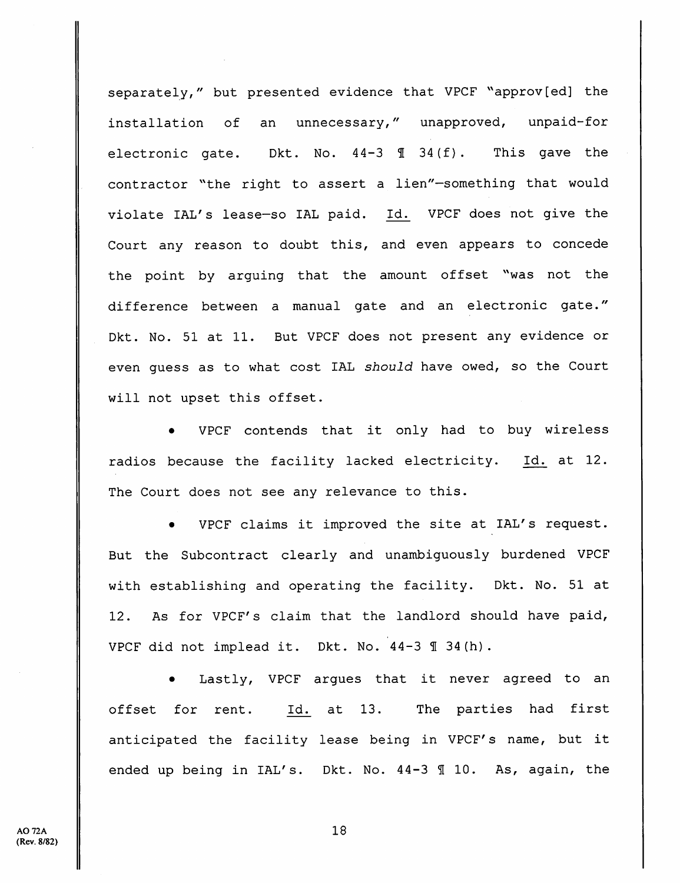separately," but presented evidence that VPCF "approv[ed] the installation of an unnecessary," unapproved, unpaid-for electronic gate. Dkt. No. 44-3 ¶ 34(f). This gave the contractor "the right to assert a lien"—something that would violate IAL's lease—so IAL paid. Id. VPCF does not give the Court any reason to doubt this, and even appears to concede the point by arguing that the amount offset "was not the difference between a manual gate and an electronic gate." Dkt. No. 51 at 11. But VPCF does not present any evidence or even guess as to what cost IAL *should* have owed, so the Court will not upset this offset.

- VPCF contends that it only had to buy wireless radios because the facility lacked electricity. Id. at 12. The Court does not see any relevance to this.

- VPCF claims it improved the site at IAL's request. But the Subcontract clearly and unambiguously burdened VPCF with establishing and operating the facility. Dkt. No. 51 at 12. As for VPCF's claim that the landlord should have paid, VPCF did not implead it. Dkt. No. 44-3 ¶ 34(h).

- Lastly, VPCF argues that it never agreed to an offset for rent. Id. at 13. The parties had first anticipated the facility lease being in VPCF's name, but it ended up being in IAL's. Dkt. No. 44-3 ¶ 10. As, again, the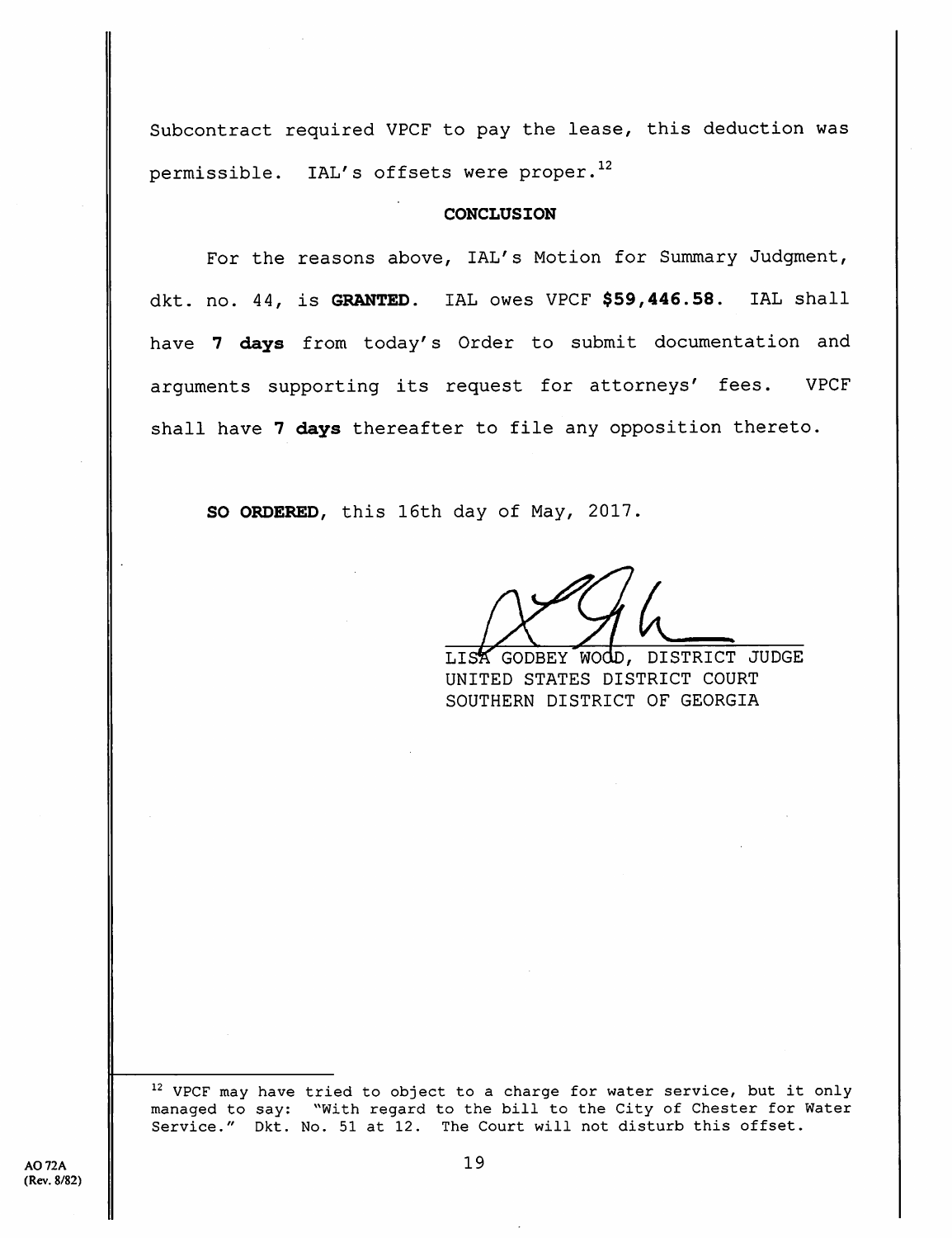Subcontract required VPCF to pay the lease, this deduction was permissible. IAL's offsets were proper.[12]

## CONCLUSION

For the reasons above, IAL's Motion for Summary Judgment, dkt. no. 44, is **GRANTED**. IAL owes VPCF **$59,446.58**. IAL shall have **7 days** from today's Order to submit documentation and arguments supporting its request for attorneys' fees. VPCF shall have **7 days** thereafter to file any opposition thereto.

**SO ORDERED**, this 16th day of May, 2017.

LISA GODBEY WOOD, DISTRICT JUDGE
UNITED STATES DISTRICT COURT
SOUTHERN DISTRICT OF GEORGIA

---

[12] VPCF may have tried to object to a charge for water service, but it only managed to say: "With regard to the bill to the City of Chester for Water Service." Dkt. No. 51 at 12. The Court will not disturb this offset.

AO 72A
(Rev. 8/82)